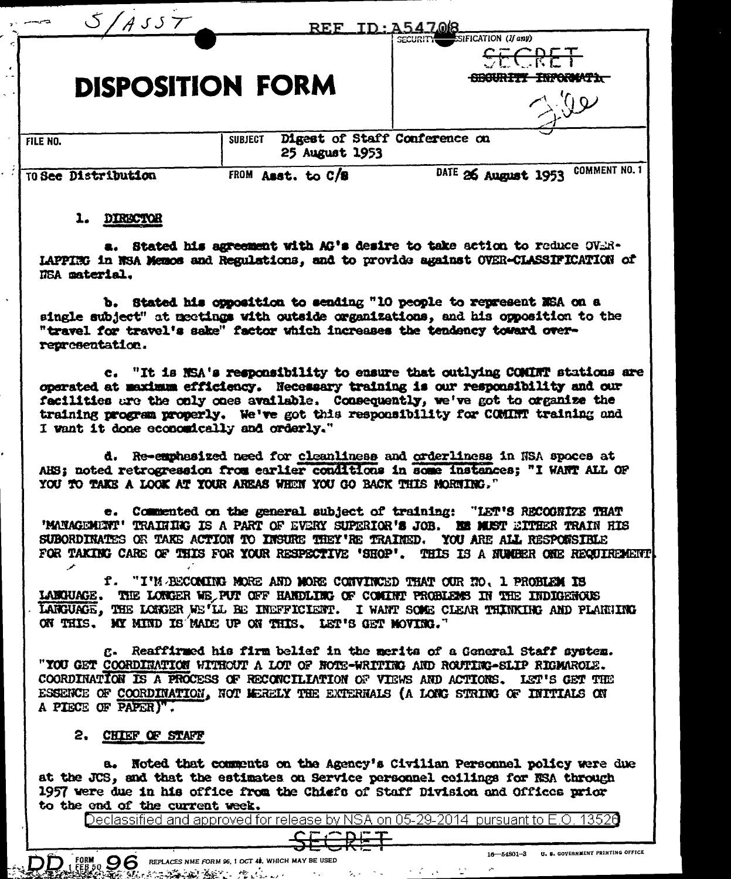S/ASST

REF ID:A54708

SECURITY CLASSIFICATION (If any)

SECRET

~~SECURITY INFORMATION~~

File

# DISPOSITION FORM

| FILE NO. | SUBJECT Digest of Staff Conference on 25 August 1953 | |
|---|---|---|
| TO See Distribution | FROM Asst. to C/S | DATE 26 August 1953 COMMENT NO. 1 |

1. DIRECTOR

a. Stated his agreement with AG's desire to take action to reduce OVER-LAPPING in NSA Memos and Regulations, and to provide against OVER-CLASSIFICATION of NSA material.

b. Stated his opposition to sending "10 people to represent NSA on a single subject" at meetings with outside organizations, and his opposition to the "travel for travel's sake" factor which increases the tendency toward over-representation.

c. "It is NSA's responsibility to ensure that outlying COMINT stations are operated at maximum efficiency. Necessary training is our responsibility and our facilities are the only ones available. Consequently, we've got to organize the training program properly. We've got this responsibility for COMINT training and I want it done economically and orderly."

d. Re-emphasized need for cleanliness and orderliness in NSA spaces at AHS; noted retrogression from earlier conditions in some instances; "I WANT ALL OF YOU TO TAKE A LOOK AT YOUR AREAS WHEN YOU GO BACK THIS MORNING."

e. Commented on the general subject of training: "LET'S RECOGNIZE THAT 'MANAGEMENT' TRAINING IS A PART OF EVERY SUPERIOR'S JOB. HE MUST EITHER TRAIN HIS SUBORDINATES OR TAKE ACTION TO INSURE THEY'RE TRAINED. YOU ARE ALL RESPONSIBLE FOR TAKING CARE OF THIS FOR YOUR RESPECTIVE 'SHOP'. THIS IS A NUMBER ONE REQUIREMENT.

f. "I'M BECOMING MORE AND MORE CONVINCED THAT OUR NO. 1 PROBLEM IS LANGUAGE. THE LONGER WE PUT OFF HANDLING OF COMINT PROBLEMS IN THE INDIGENOUS LANGUAGE, THE LONGER WE'LL BE INEFFICIENT. I WANT SOME CLEAR THINKING AND PLANNING ON THIS. MY MIND IS MADE UP ON THIS. LET'S GET MOVING."

g. Reaffirmed his firm belief in the merits of a General Staff system. "YOU GET COORDINATION WITHOUT A LOT OF NOTE-WRITING AND ROUTING-SLIP RIGMAROLE. COORDINATION IS A PROCESS OF RECONCILIATION OF VIEWS AND ACTIONS. LET'S GET THE ESSENCE OF COORDINATION, NOT MERELY THE EXTERNALS (A LONG STRING OF INITIALS ON A PIECE OF PAPER)".

2. CHIEF OF STAFF

a. Noted that comments on the Agency's Civilian Personnel policy were due at the JCS, and that the estimates on Service personnel ceilings for NSA through 1957 were due in his office from the Chiefs of Staff Division and Offices prior to the end of the current week.

Declassified and approved for release by NSA on 05-29-2014 pursuant to E.O. 13526

SECRET

DD FORM 1 FEB 50 96 REPLACES NME FORM 96, 1 OCT 48, WHICH MAY BE USED

16—54801-3 U. S. GOVERNMENT PRINTING OFFICE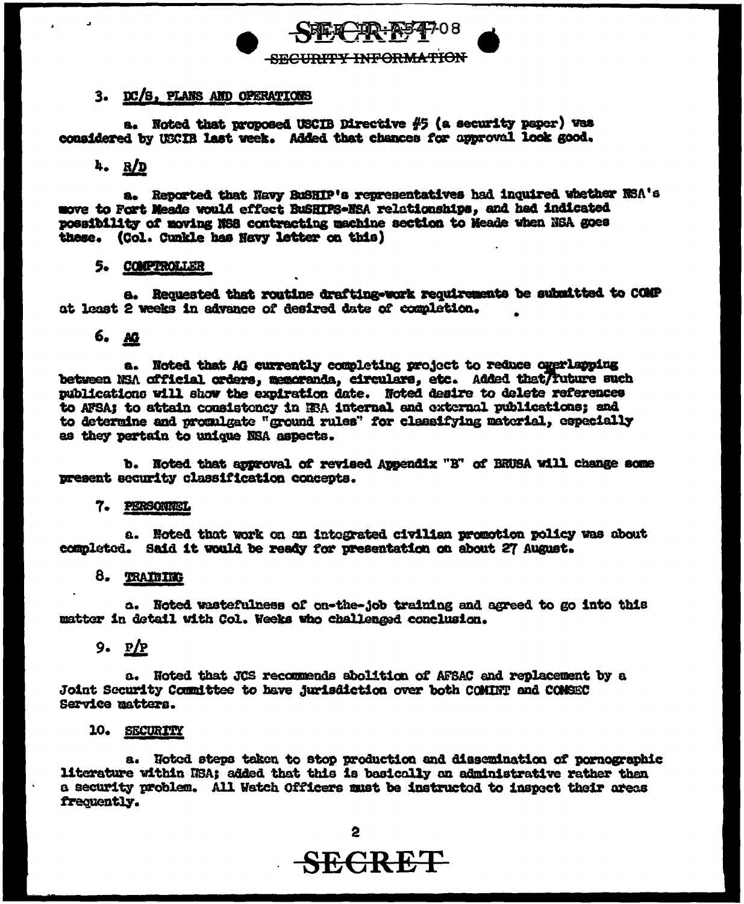SECRET

SECURITY INFORMATION

3. DC/S, PLANS AND OPERATIONS

a. Noted that proposed USCIB Directive #5 (a security paper) was considered by USCIB last week. Added that chances for approval look good.

4. R/D

a. Reported that Navy BuSHIP's representatives had inquired whether NSA's move to Fort Meade would effect BuSHIPS-NSA relationships, and had indicated possibility of moving NSS contracting machine section to Meade when NSA goes there. (Col. Cunkle has Navy letter on this)

5. COMPTROLLER

a. Requested that routine drafting-work requirements be submitted to COMP at least 2 weeks in advance of desired date of completion.

6. AG

a. Noted that AG currently completing project to reduce overlapping between NSA official orders, memoranda, circulars, etc. Added that/future such publications will show the expiration date. Noted desire to delete references to AFSA; to attain consistency in NSA internal and external publications; and to determine and promulgate "ground rules" for classifying material, especially as they pertain to unique NSA aspects.

b. Noted that approval of revised Appendix "B" of BRUSA will change some present security classification concepts.

7. PERSONNEL

a. Noted that work on an integrated civilian promotion policy was about completed. Said it would be ready for presentation on about 27 August.

8. TRAINING

a. Noted wastefulness of on-the-job training and agreed to go into this matter in detail with Col. Weeks who challenged conclusion.

9. P/P

a. Noted that JCS recommends abolition of AFSAC and replacement by a Joint Security Committee to have jurisdiction over both COMINT and COMSEC Service matters.

10. SECURITY

a. Noted steps taken to stop production and dissemination of pornographic literature within NSA; added that this is basically an administrative rather than a security problem. All Watch Officers must be instructed to inspect their areas frequently.

SECRET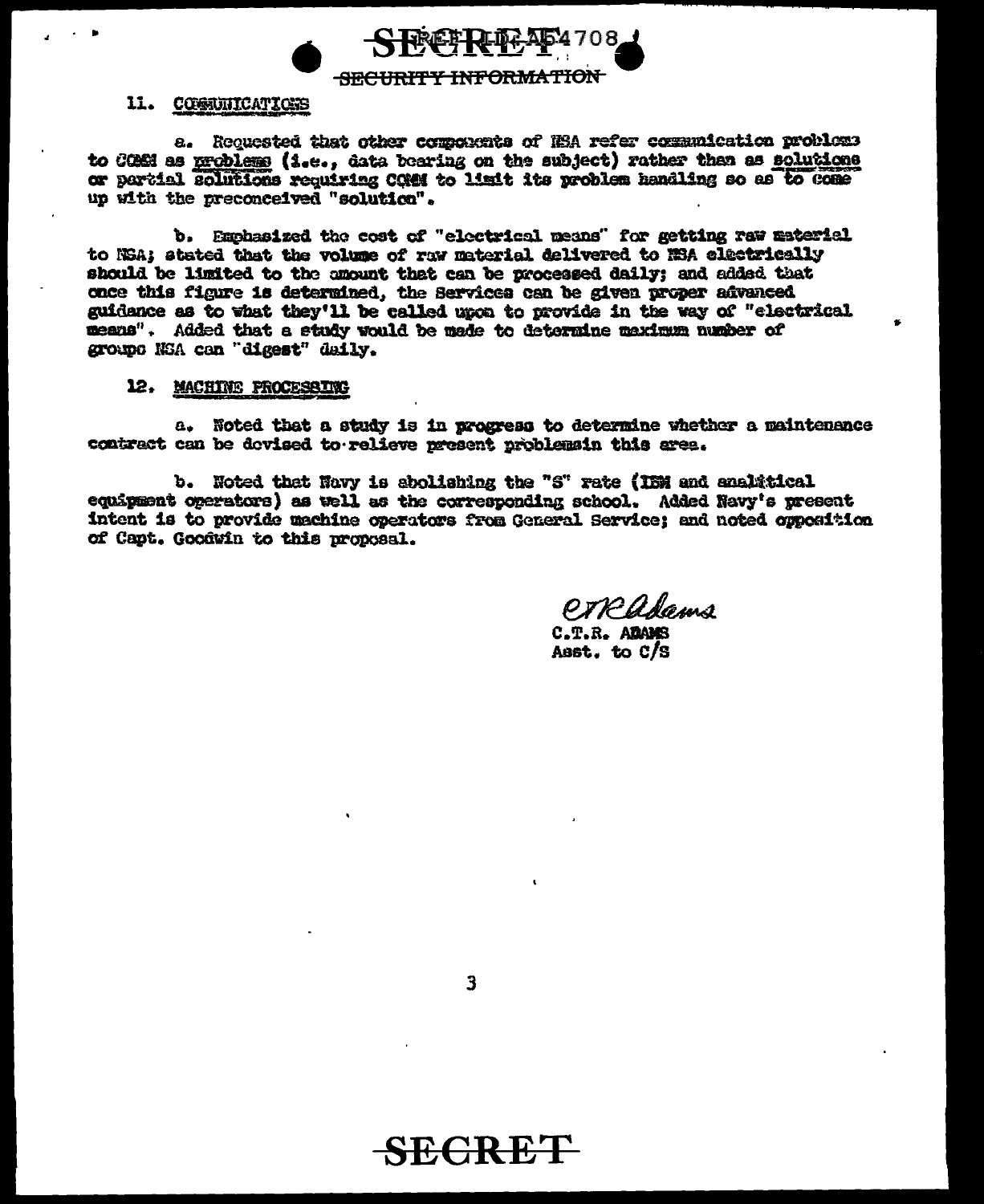SECRET REF ID:A54708

SECURITY INFORMATION

11. COMMUNICATIONS

a. Requested that other components of NSA refer communication problems to COMM as problems (i.e., data bearing on the subject) rather than as solutions or partial solutions requiring COMM to limit its problem handling so as to come up with the preconceived "solution".

b. Emphasized the cost of "electrical means" for getting raw material to NSA; stated that the volume of raw material delivered to NSA electrically should be limited to the amount that can be processed daily; and added that once this figure is determined, the Services can be given proper advanced guidance as to what they'll be called upon to provide in the way of "electrical means". Added that a study would be made to determine maximum number of groups NSA can "digest" daily.

12. MACHINE PROCESSING

a. Noted that a study is in progress to determine whether a maintenance contract can be devised to relieve present problems in this area.

b. Noted that Navy is abolishing the "S" rate (IBM and analytical equipment operators) as well as the corresponding school. Added Navy's present intent is to provide machine operators from General Service; and noted opposition of Capt. Goodwin to this proposal.

C.T.R. Adams

C.T.R. ADAMS
Asst. to C/S

SECRET